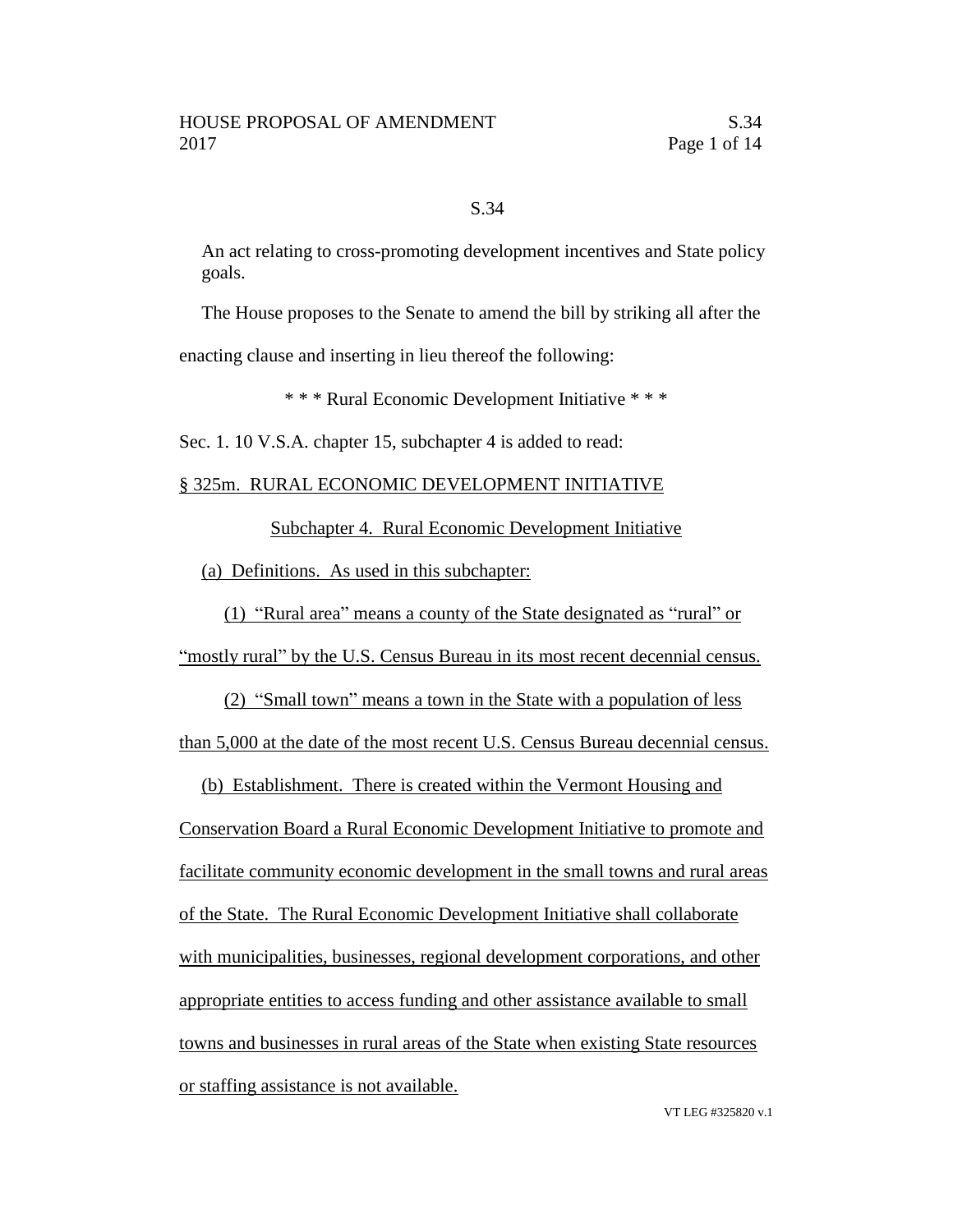S.34

An act relating to cross-promoting development incentives and State policy goals.

The House proposes to the Senate to amend the bill by striking all after the enacting clause and inserting in lieu thereof the following:

\* \* \* Rural Economic Development Initiative \* \* \*

Sec. 1. 10 V.S.A. chapter 15, subchapter 4 is added to read:

§ 325m. RURAL ECONOMIC DEVELOPMENT INITIATIVE

Subchapter 4. Rural Economic Development Initiative

(a) Definitions. As used in this subchapter:

(1) "Rural area" means a county of the State designated as "rural" or "mostly rural" by the U.S. Census Bureau in its most recent decennial census.

(2) "Small town" means a town in the State with a population of less than 5,000 at the date of the most recent U.S. Census Bureau decennial census.

(b) Establishment. There is created within the Vermont Housing and Conservation Board a Rural Economic Development Initiative to promote and facilitate community economic development in the small towns and rural areas of the State. The Rural Economic Development Initiative shall collaborate with municipalities, businesses, regional development corporations, and other appropriate entities to access funding and other assistance available to small towns and businesses in rural areas of the State when existing State resources or staffing assistance is not available.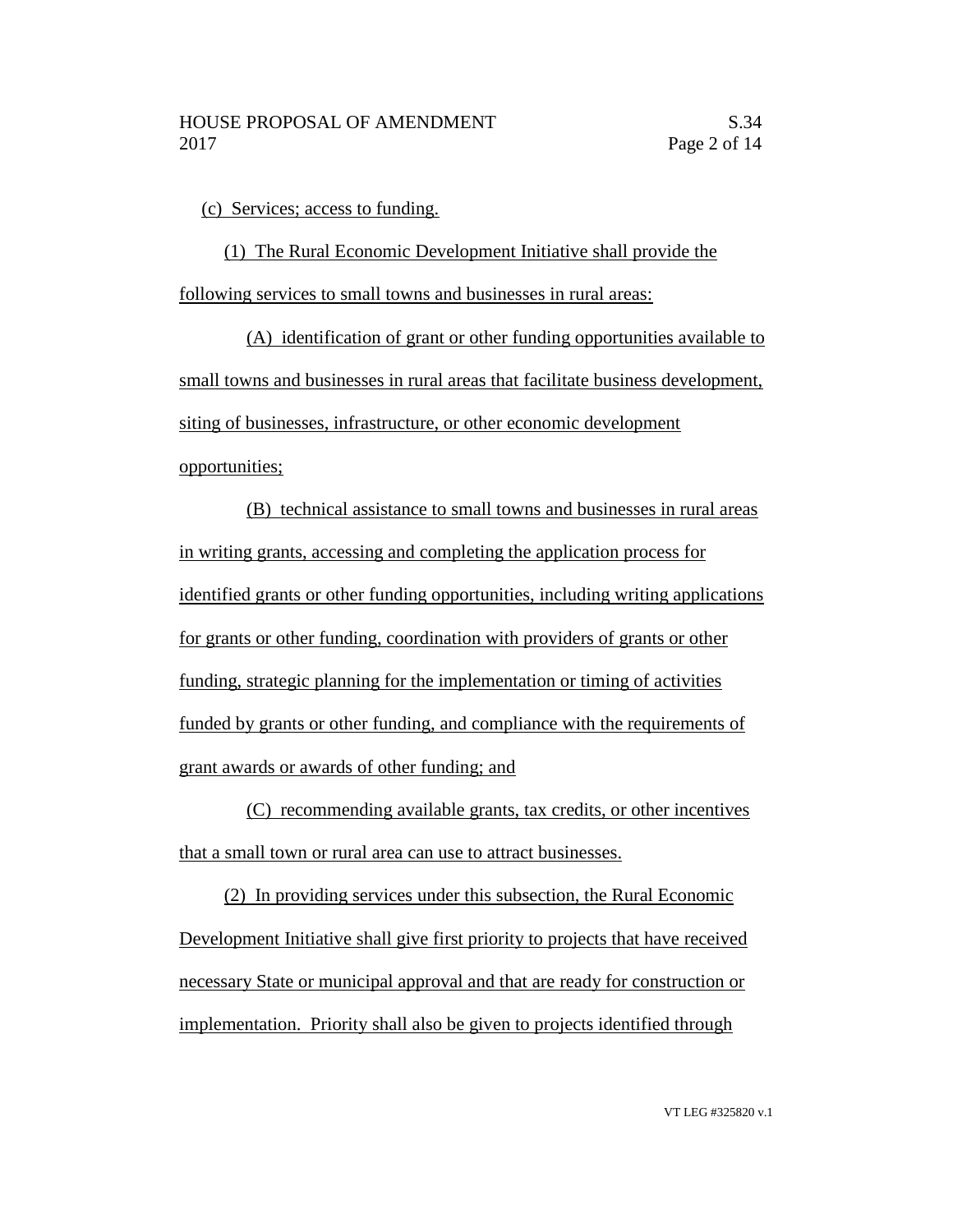(c) Services; access to funding.

(1) The Rural Economic Development Initiative shall provide the following services to small towns and businesses in rural areas:

(A) identification of grant or other funding opportunities available to small towns and businesses in rural areas that facilitate business development, siting of businesses, infrastructure, or other economic development opportunities;

(B) technical assistance to small towns and businesses in rural areas in writing grants, accessing and completing the application process for identified grants or other funding opportunities, including writing applications for grants or other funding, coordination with providers of grants or other funding, strategic planning for the implementation or timing of activities funded by grants or other funding, and compliance with the requirements of grant awards or awards of other funding; and

(C) recommending available grants, tax credits, or other incentives that a small town or rural area can use to attract businesses.

(2) In providing services under this subsection, the Rural Economic Development Initiative shall give first priority to projects that have received necessary State or municipal approval and that are ready for construction or implementation. Priority shall also be given to projects identified through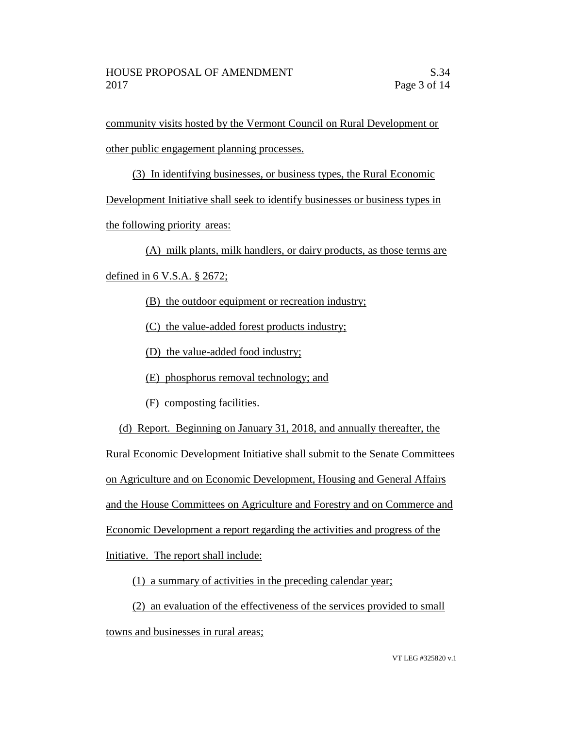community visits hosted by the Vermont Council on Rural Development or other public engagement planning processes.

(3) In identifying businesses, or business types, the Rural Economic Development Initiative shall seek to identify businesses or business types in the following priority areas:

(A) milk plants, milk handlers, or dairy products, as those terms are defined in 6 V.S.A. § 2672;

(B) the outdoor equipment or recreation industry;

(C) the value-added forest products industry;

(D) the value-added food industry;

(E) phosphorus removal technology; and

(F) composting facilities.

(d) Report. Beginning on January 31, 2018, and annually thereafter, the Rural Economic Development Initiative shall submit to the Senate Committees on Agriculture and on Economic Development, Housing and General Affairs and the House Committees on Agriculture and Forestry and on Commerce and Economic Development a report regarding the activities and progress of the Initiative. The report shall include:

(1) a summary of activities in the preceding calendar year;

(2) an evaluation of the effectiveness of the services provided to small towns and businesses in rural areas;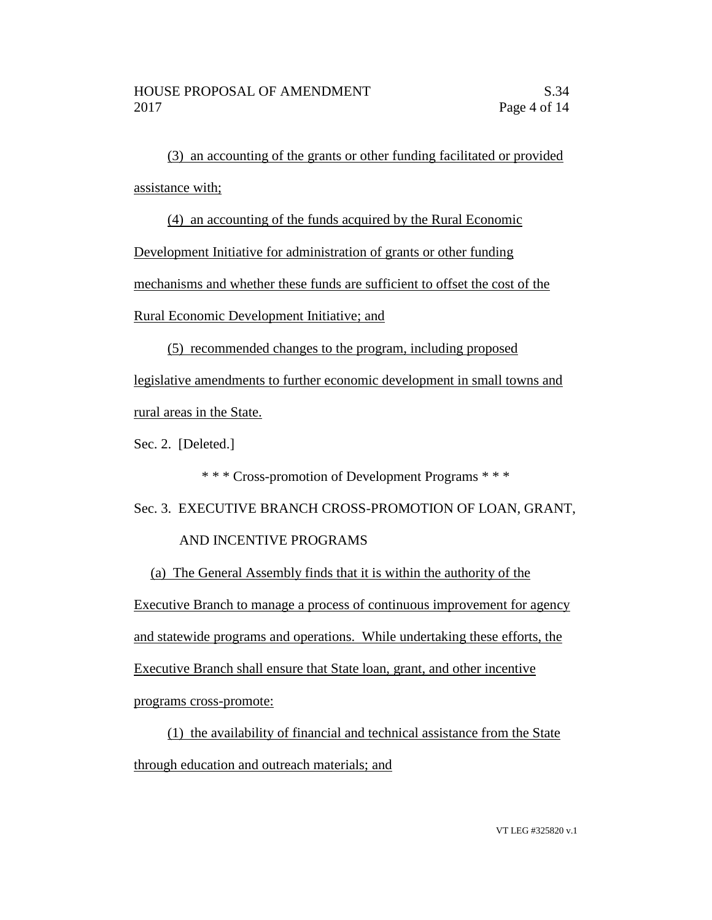(3) an accounting of the grants or other funding facilitated or provided assistance with;

(4) an accounting of the funds acquired by the Rural Economic Development Initiative for administration of grants or other funding mechanisms and whether these funds are sufficient to offset the cost of the Rural Economic Development Initiative; and

(5) recommended changes to the program, including proposed legislative amendments to further economic development in small towns and rural areas in the State.

Sec. 2. [Deleted.]

* * * Cross-promotion of Development Programs * * *

Sec. 3. EXECUTIVE BRANCH CROSS-PROMOTION OF LOAN, GRANT, AND INCENTIVE PROGRAMS

(a) The General Assembly finds that it is within the authority of the Executive Branch to manage a process of continuous improvement for agency and statewide programs and operations. While undertaking these efforts, the Executive Branch shall ensure that State loan, grant, and other incentive programs cross-promote:

(1) the availability of financial and technical assistance from the State through education and outreach materials; and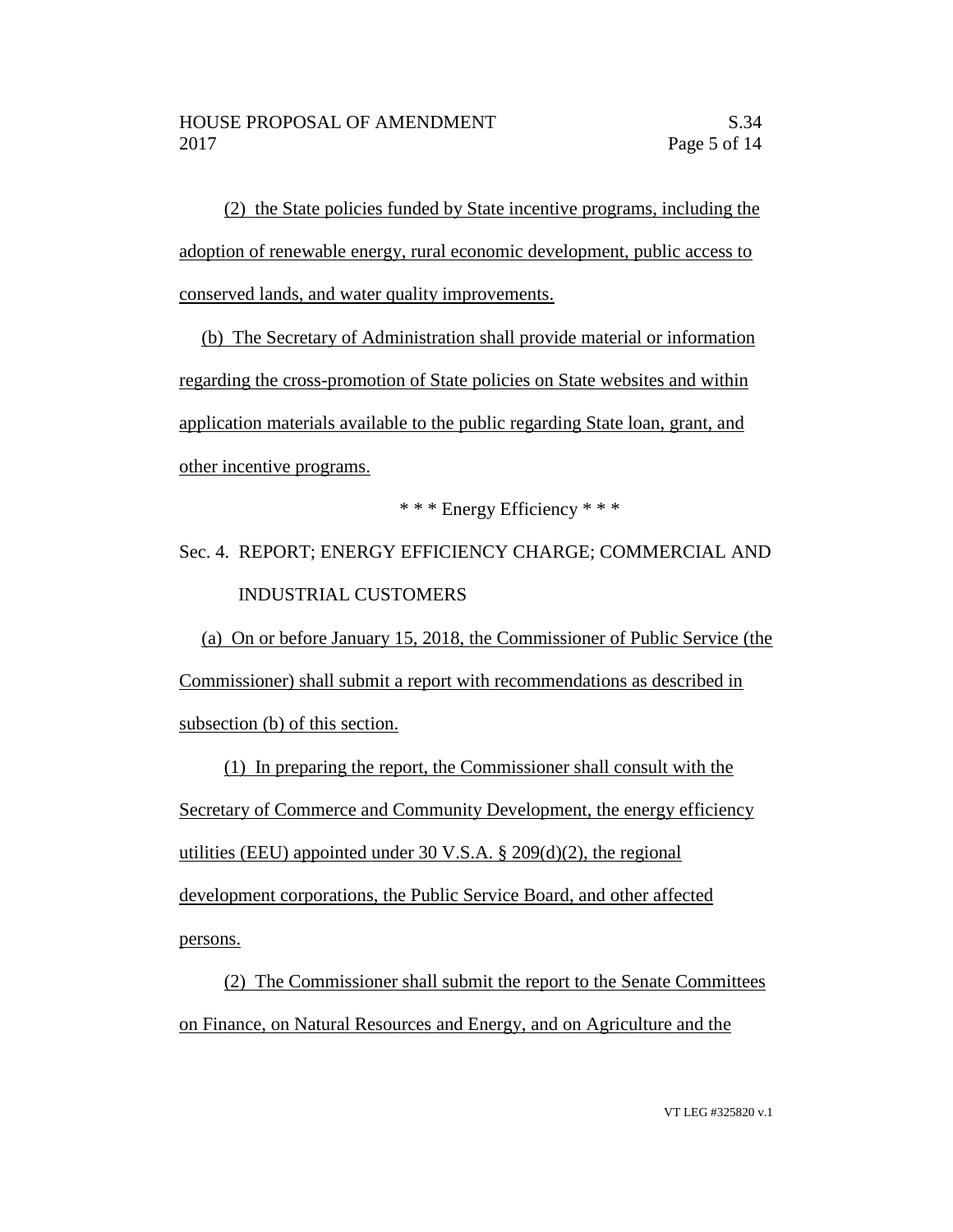(2) the State policies funded by State incentive programs, including the adoption of renewable energy, rural economic development, public access to conserved lands, and water quality improvements.

(b) The Secretary of Administration shall provide material or information regarding the cross-promotion of State policies on State websites and within application materials available to the public regarding State loan, grant, and other incentive programs.

\* \* \* Energy Efficiency \* \* \*

Sec. 4. REPORT; ENERGY EFFICIENCY CHARGE; COMMERCIAL AND INDUSTRIAL CUSTOMERS

(a) On or before January 15, 2018, the Commissioner of Public Service (the Commissioner) shall submit a report with recommendations as described in subsection (b) of this section.

(1) In preparing the report, the Commissioner shall consult with the Secretary of Commerce and Community Development, the energy efficiency utilities (EEU) appointed under 30 V.S.A. § 209(d)(2), the regional development corporations, the Public Service Board, and other affected persons.

(2) The Commissioner shall submit the report to the Senate Committees on Finance, on Natural Resources and Energy, and on Agriculture and the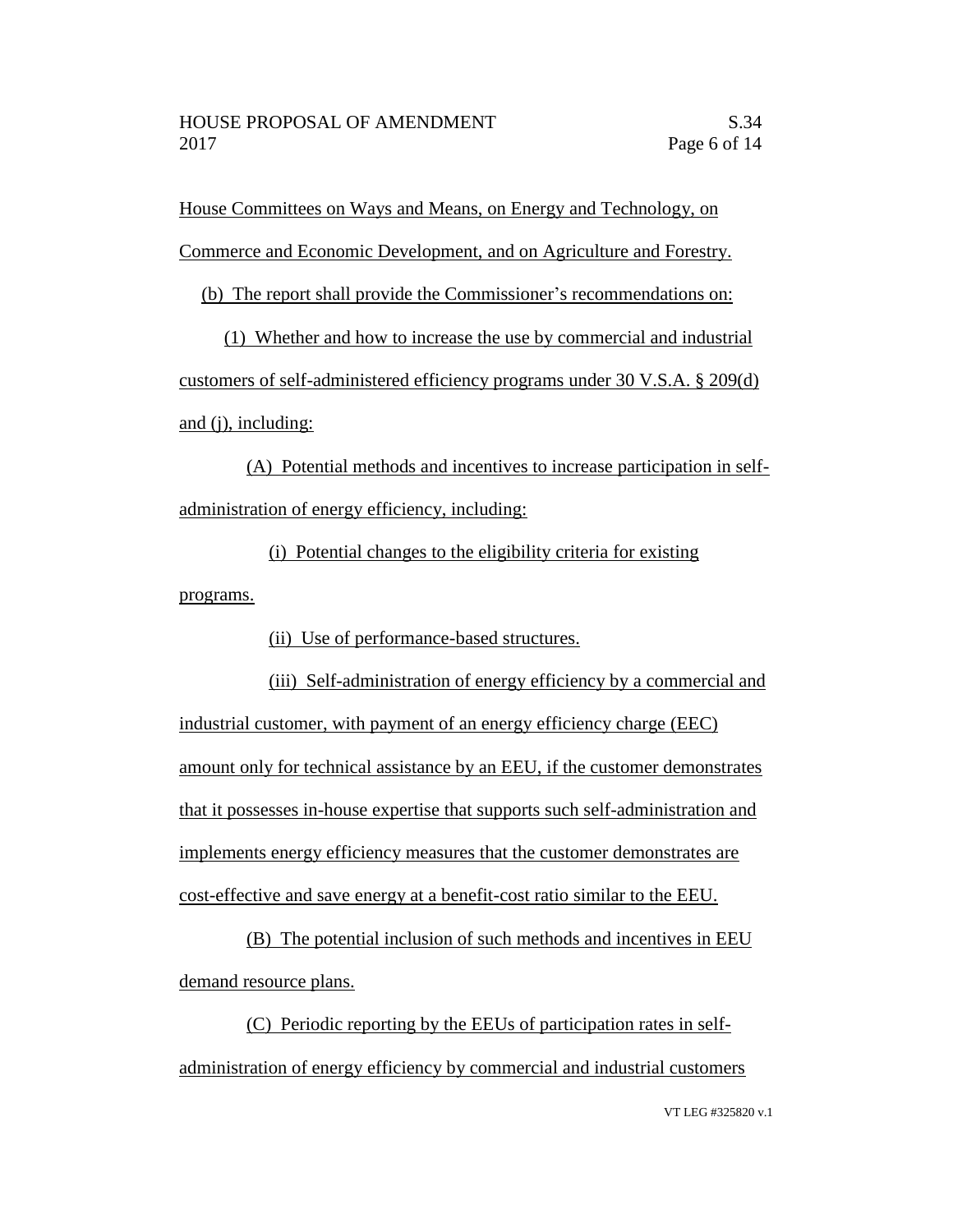House Committees on Ways and Means, on Energy and Technology, on Commerce and Economic Development, and on Agriculture and Forestry.

(b) The report shall provide the Commissioner's recommendations on:

(1) Whether and how to increase the use by commercial and industrial customers of self-administered efficiency programs under 30 V.S.A. § 209(d) and (j), including:

(A) Potential methods and incentives to increase participation in self-administration of energy efficiency, including:

(i) Potential changes to the eligibility criteria for existing programs.

(ii) Use of performance-based structures.

(iii) Self-administration of energy efficiency by a commercial and industrial customer, with payment of an energy efficiency charge (EEC) amount only for technical assistance by an EEU, if the customer demonstrates that it possesses in-house expertise that supports such self-administration and implements energy efficiency measures that the customer demonstrates are cost-effective and save energy at a benefit-cost ratio similar to the EEU.

(B) The potential inclusion of such methods and incentives in EEU demand resource plans.

(C) Periodic reporting by the EEUs of participation rates in self-administration of energy efficiency by commercial and industrial customers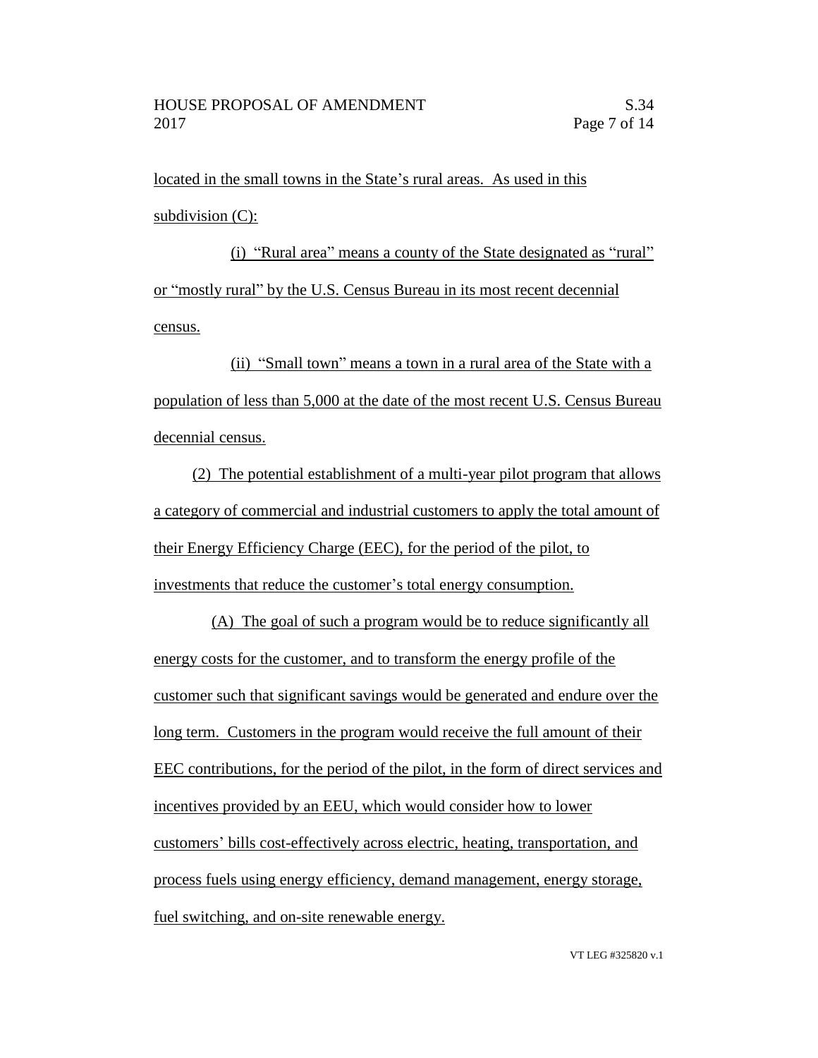located in the small towns in the State's rural areas. As used in this subdivision (C):

(i) "Rural area" means a county of the State designated as "rural" or "mostly rural" by the U.S. Census Bureau in its most recent decennial census.

(ii) "Small town" means a town in a rural area of the State with a population of less than 5,000 at the date of the most recent U.S. Census Bureau decennial census.

(2) The potential establishment of a multi-year pilot program that allows a category of commercial and industrial customers to apply the total amount of their Energy Efficiency Charge (EEC), for the period of the pilot, to investments that reduce the customer's total energy consumption.

(A) The goal of such a program would be to reduce significantly all energy costs for the customer, and to transform the energy profile of the customer such that significant savings would be generated and endure over the long term. Customers in the program would receive the full amount of their EEC contributions, for the period of the pilot, in the form of direct services and incentives provided by an EEU, which would consider how to lower customers' bills cost-effectively across electric, heating, transportation, and process fuels using energy efficiency, demand management, energy storage, fuel switching, and on-site renewable energy.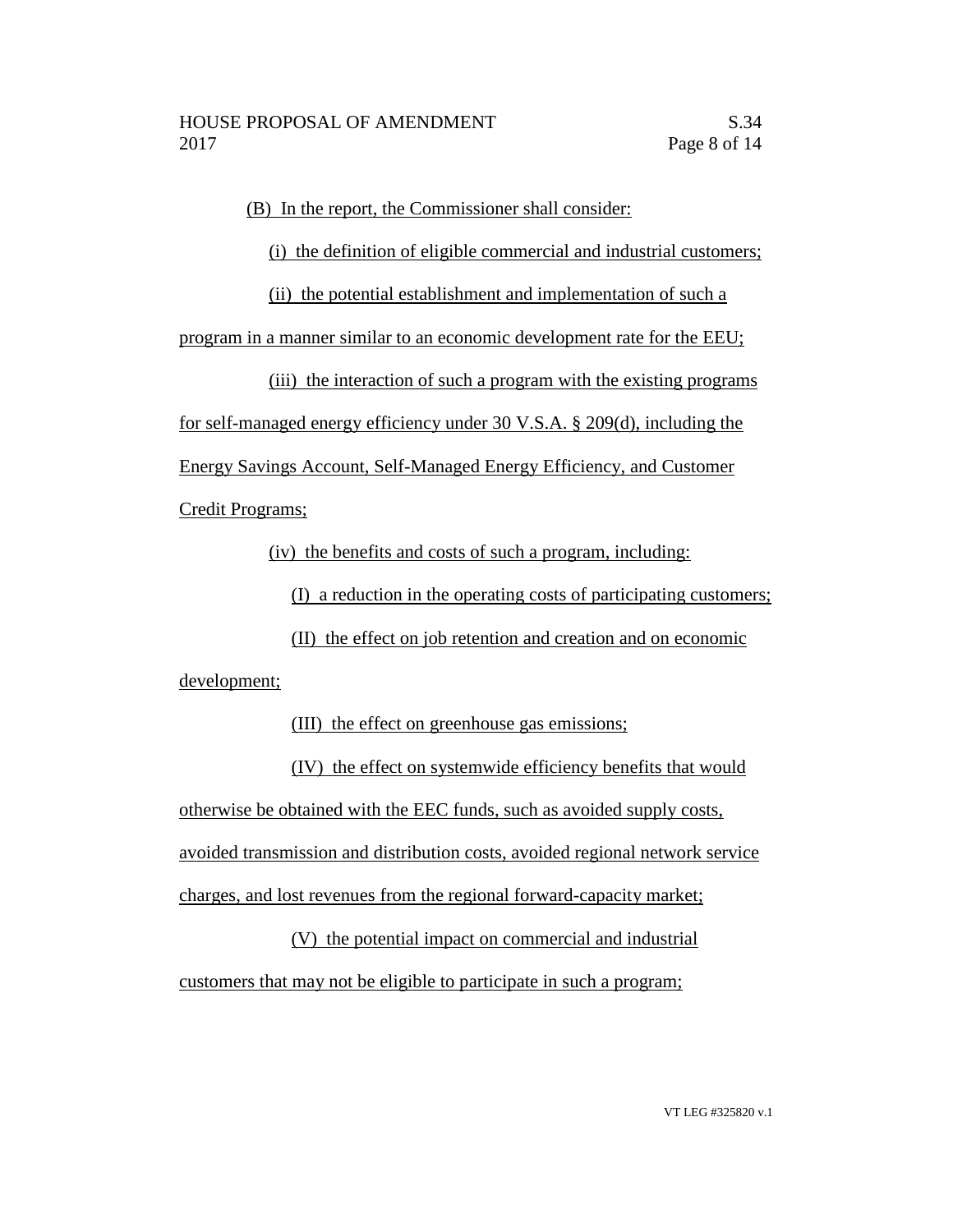(B) In the report, the Commissioner shall consider:

(i) the definition of eligible commercial and industrial customers;

(ii) the potential establishment and implementation of such a program in a manner similar to an economic development rate for the EEU;

(iii) the interaction of such a program with the existing programs for self-managed energy efficiency under 30 V.S.A. § 209(d), including the Energy Savings Account, Self-Managed Energy Efficiency, and Customer Credit Programs;

(iv) the benefits and costs of such a program, including:

(I) a reduction in the operating costs of participating customers;

(II) the effect on job retention and creation and on economic development;

(III) the effect on greenhouse gas emissions;

(IV) the effect on systemwide efficiency benefits that would otherwise be obtained with the EEC funds, such as avoided supply costs, avoided transmission and distribution costs, avoided regional network service charges, and lost revenues from the regional forward-capacity market;

(V) the potential impact on commercial and industrial customers that may not be eligible to participate in such a program;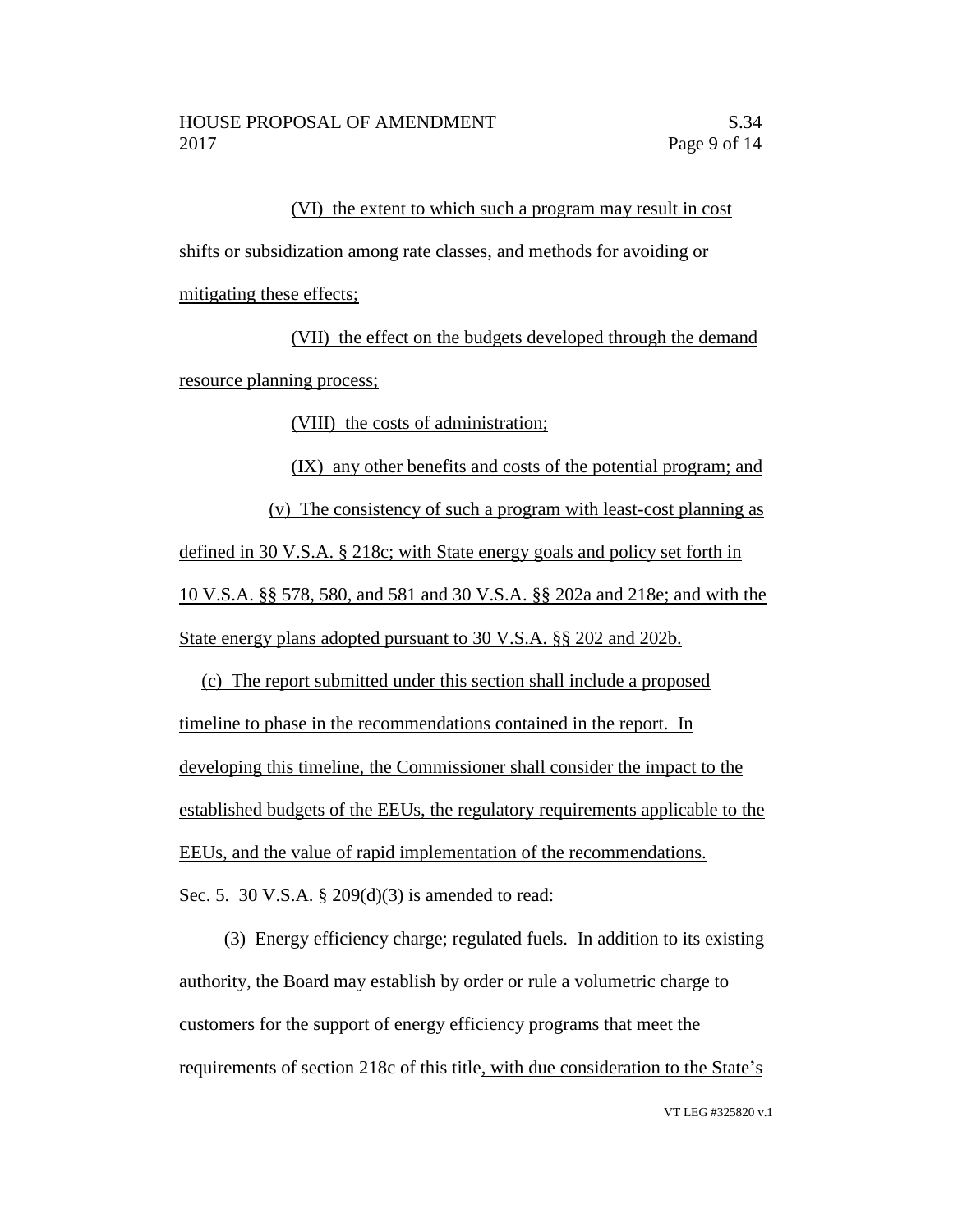(VI) the extent to which such a program may result in cost shifts or subsidization among rate classes, and methods for avoiding or mitigating these effects;

(VII) the effect on the budgets developed through the demand resource planning process;

(VIII) the costs of administration;

(IX) any other benefits and costs of the potential program; and

(v) The consistency of such a program with least-cost planning as defined in 30 V.S.A. § 218c; with State energy goals and policy set forth in 10 V.S.A. §§ 578, 580, and 581 and 30 V.S.A. §§ 202a and 218e; and with the State energy plans adopted pursuant to 30 V.S.A. §§ 202 and 202b.

(c) The report submitted under this section shall include a proposed timeline to phase in the recommendations contained in the report. In developing this timeline, the Commissioner shall consider the impact to the established budgets of the EEUs, the regulatory requirements applicable to the EEUs, and the value of rapid implementation of the recommendations.

Sec. 5. 30 V.S.A. § 209(d)(3) is amended to read:

(3) Energy efficiency charge; regulated fuels. In addition to its existing authority, the Board may establish by order or rule a volumetric charge to customers for the support of energy efficiency programs that meet the requirements of section 218c of this title, with due consideration to the State's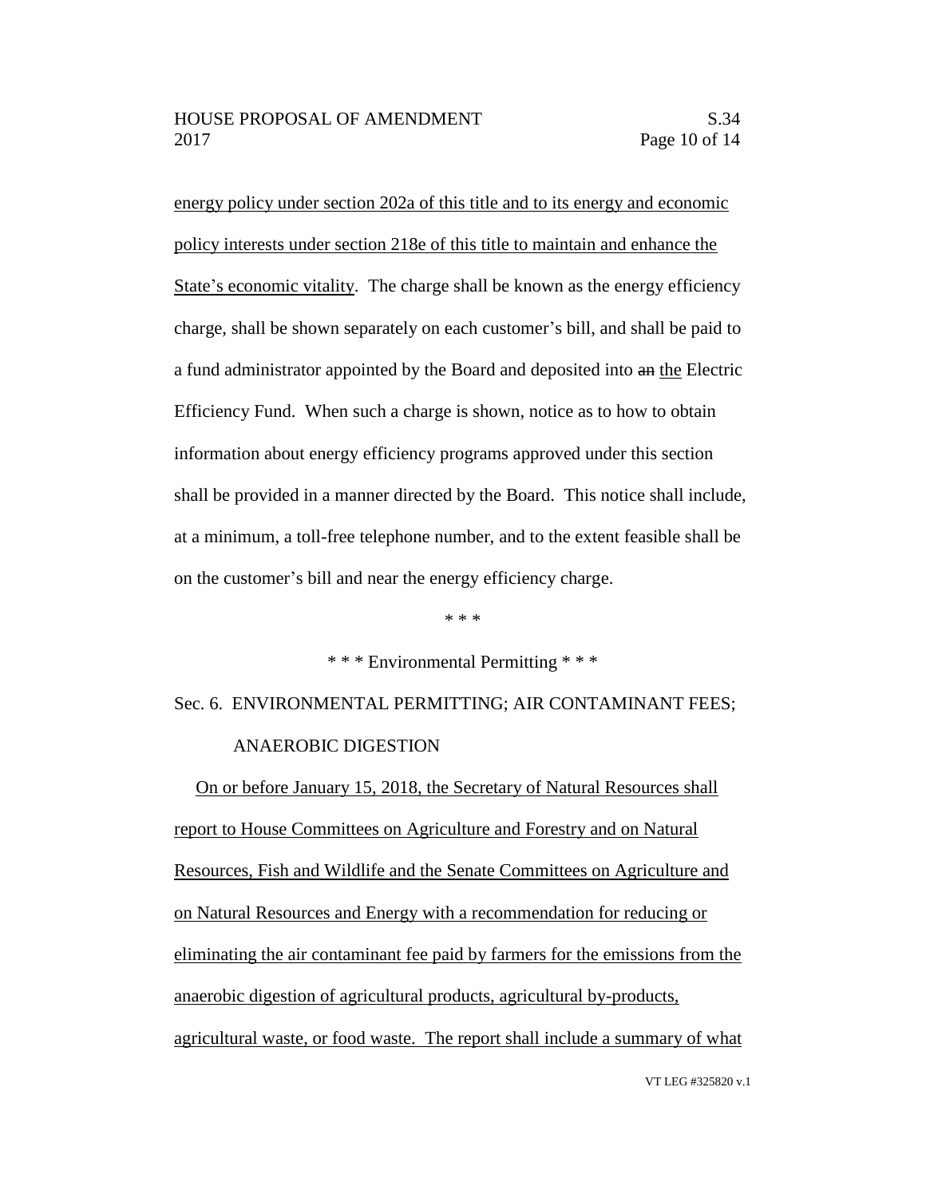energy policy under section 202a of this title and to its energy and economic policy interests under section 218e of this title to maintain and enhance the State's economic vitality. The charge shall be known as the energy efficiency charge, shall be shown separately on each customer's bill, and shall be paid to a fund administrator appointed by the Board and deposited into ~~an~~ the Electric Efficiency Fund. When such a charge is shown, notice as to how to obtain information about energy efficiency programs approved under this section shall be provided in a manner directed by the Board. This notice shall include, at a minimum, a toll-free telephone number, and to the extent feasible shall be on the customer's bill and near the energy efficiency charge.

\* \* \*

\* \* \* Environmental Permitting \* \* \*

Sec. 6. ENVIRONMENTAL PERMITTING; AIR CONTAMINANT FEES; ANAEROBIC DIGESTION

On or before January 15, 2018, the Secretary of Natural Resources shall report to House Committees on Agriculture and Forestry and on Natural Resources, Fish and Wildlife and the Senate Committees on Agriculture and on Natural Resources and Energy with a recommendation for reducing or eliminating the air contaminant fee paid by farmers for the emissions from the anaerobic digestion of agricultural products, agricultural by-products, agricultural waste, or food waste. The report shall include a summary of what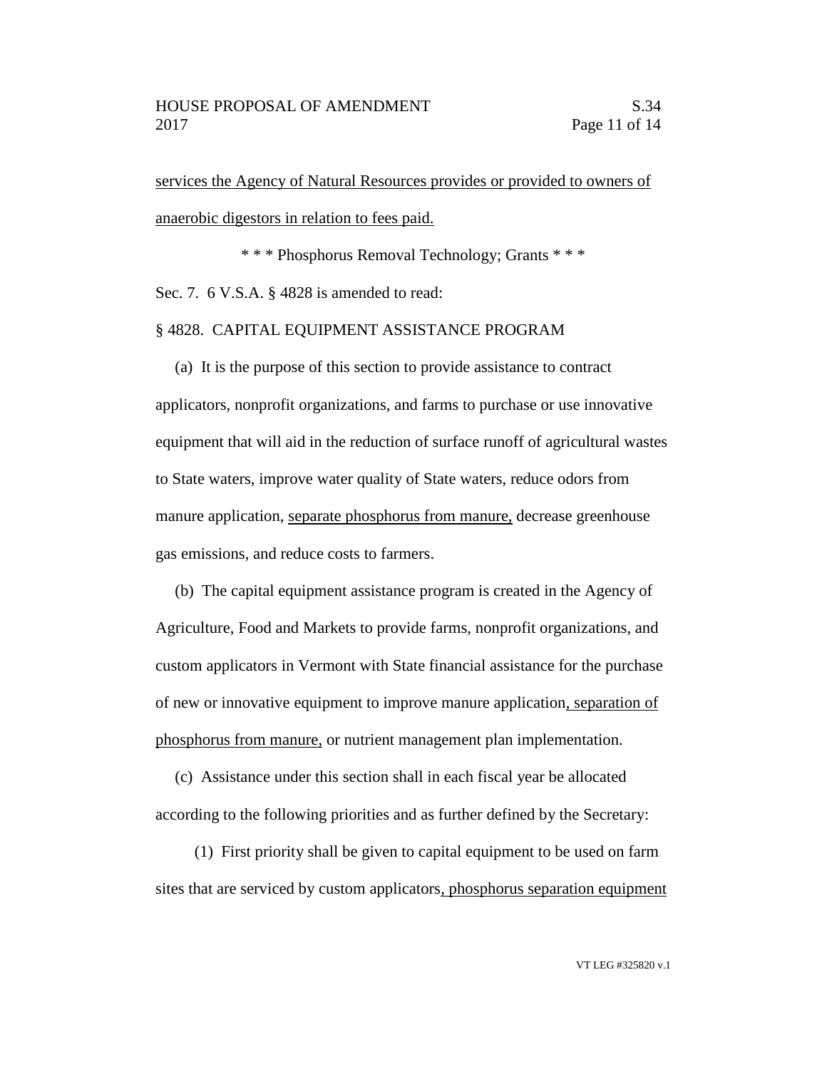services the Agency of Natural Resources provides or provided to owners of anaerobic digestors in relation to fees paid.

\* \* \* Phosphorus Removal Technology; Grants \* \* \*

Sec. 7. 6 V.S.A. § 4828 is amended to read:

§ 4828. CAPITAL EQUIPMENT ASSISTANCE PROGRAM

(a) It is the purpose of this section to provide assistance to contract applicators, nonprofit organizations, and farms to purchase or use innovative equipment that will aid in the reduction of surface runoff of agricultural wastes to State waters, improve water quality of State waters, reduce odors from manure application, separate phosphorus from manure, decrease greenhouse gas emissions, and reduce costs to farmers.

(b) The capital equipment assistance program is created in the Agency of Agriculture, Food and Markets to provide farms, nonprofit organizations, and custom applicators in Vermont with State financial assistance for the purchase of new or innovative equipment to improve manure application, separation of phosphorus from manure, or nutrient management plan implementation.

(c) Assistance under this section shall in each fiscal year be allocated according to the following priorities and as further defined by the Secretary:

(1) First priority shall be given to capital equipment to be used on farm sites that are serviced by custom applicators, phosphorus separation equipment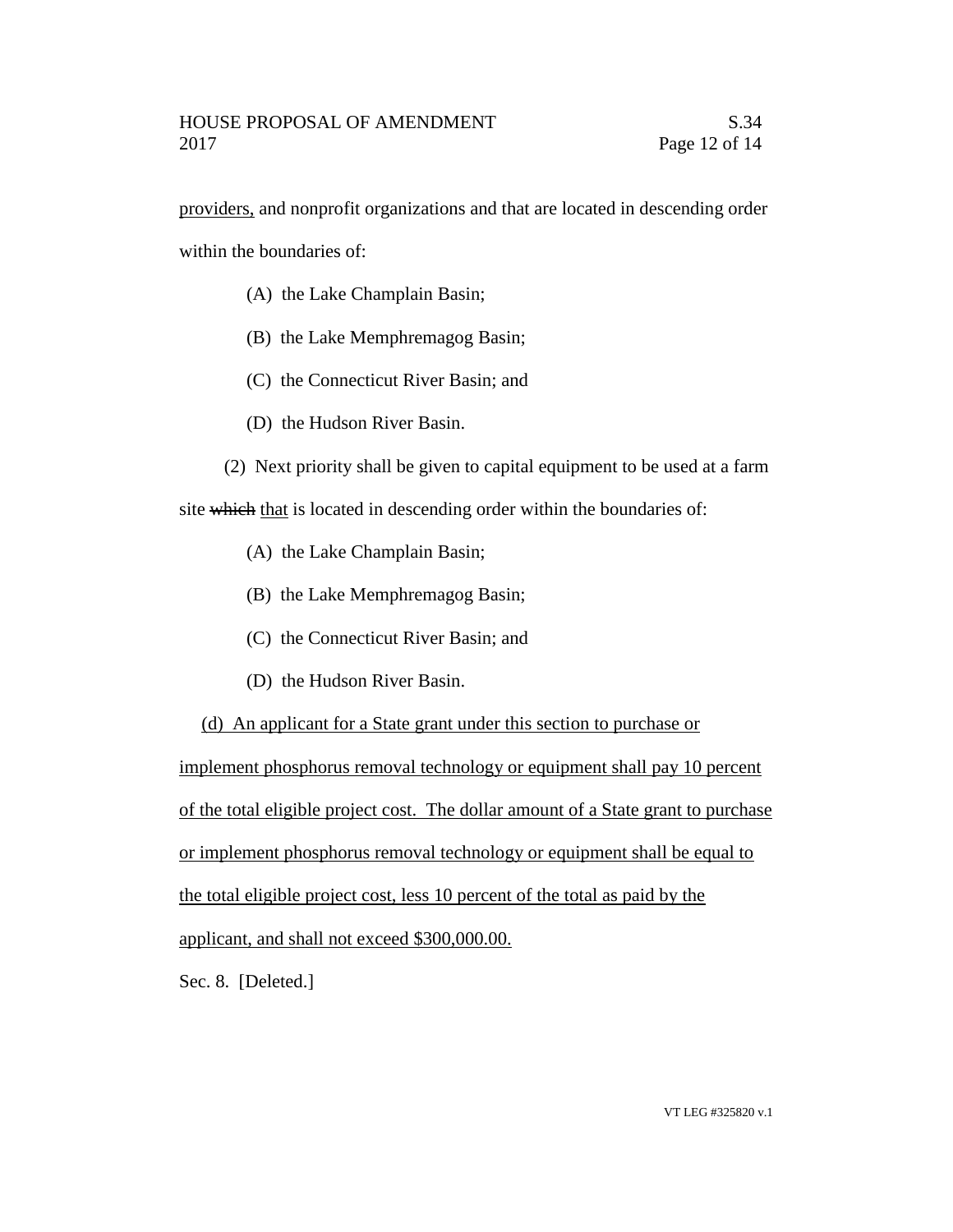providers, and nonprofit organizations and that are located in descending order within the boundaries of:

(A) the Lake Champlain Basin;

(B) the Lake Memphremagog Basin;

(C) the Connecticut River Basin; and

(D) the Hudson River Basin.

(2) Next priority shall be given to capital equipment to be used at a farm site ~~which~~ that is located in descending order within the boundaries of:

(A) the Lake Champlain Basin;

(B) the Lake Memphremagog Basin;

(C) the Connecticut River Basin; and

(D) the Hudson River Basin.

(d) An applicant for a State grant under this section to purchase or implement phosphorus removal technology or equipment shall pay 10 percent of the total eligible project cost. The dollar amount of a State grant to purchase or implement phosphorus removal technology or equipment shall be equal to the total eligible project cost, less 10 percent of the total as paid by the applicant, and shall not exceed $300,000.00.

Sec. 8. [Deleted.]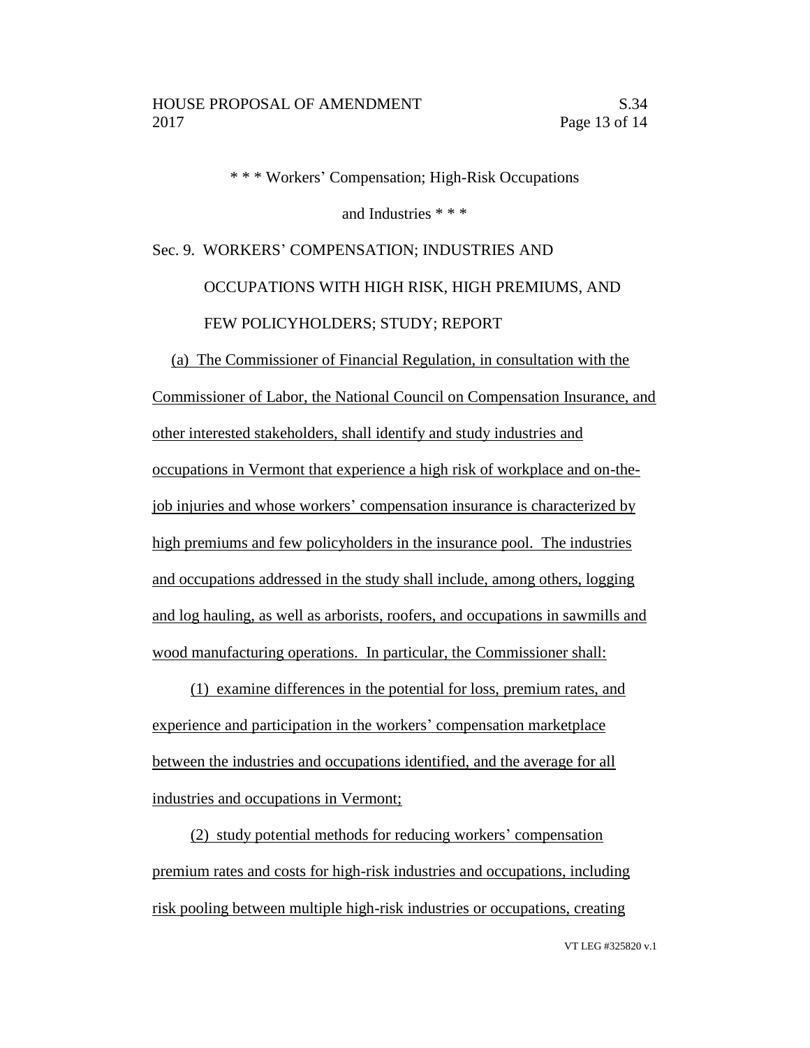\* \* \* Workers' Compensation; High-Risk Occupations

and Industries \* \* \*

Sec. 9. WORKERS' COMPENSATION; INDUSTRIES AND OCCUPATIONS WITH HIGH RISK, HIGH PREMIUMS, AND FEW POLICYHOLDERS; STUDY; REPORT

(a) The Commissioner of Financial Regulation, in consultation with the Commissioner of Labor, the National Council on Compensation Insurance, and other interested stakeholders, shall identify and study industries and occupations in Vermont that experience a high risk of workplace and on-the-job injuries and whose workers' compensation insurance is characterized by high premiums and few policyholders in the insurance pool. The industries and occupations addressed in the study shall include, among others, logging and log hauling, as well as arborists, roofers, and occupations in sawmills and wood manufacturing operations. In particular, the Commissioner shall:

(1) examine differences in the potential for loss, premium rates, and experience and participation in the workers' compensation marketplace between the industries and occupations identified, and the average for all industries and occupations in Vermont;

(2) study potential methods for reducing workers' compensation premium rates and costs for high-risk industries and occupations, including risk pooling between multiple high-risk industries or occupations, creating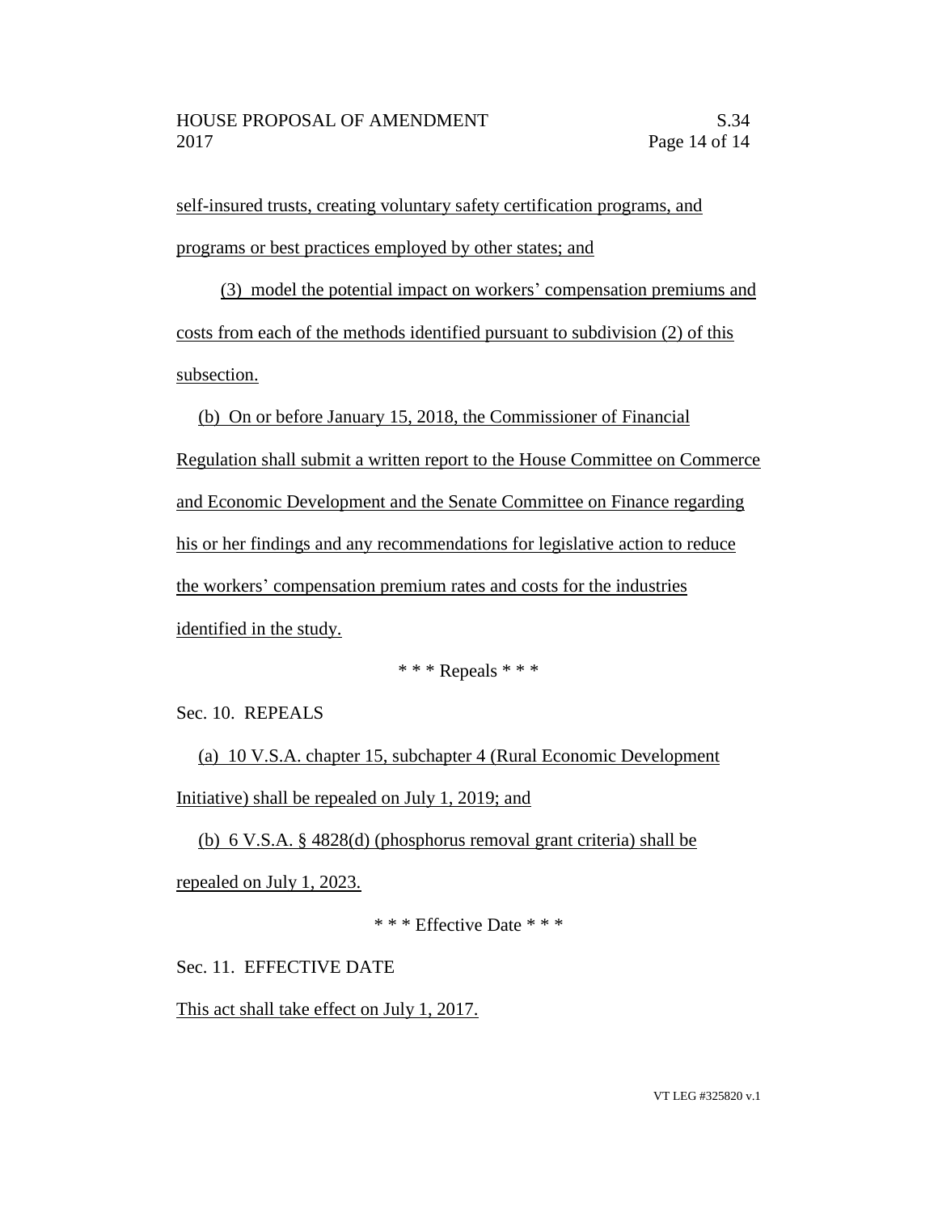self-insured trusts, creating voluntary safety certification programs, and programs or best practices employed by other states; and

(3) model the potential impact on workers' compensation premiums and costs from each of the methods identified pursuant to subdivision (2) of this subsection.

(b) On or before January 15, 2018, the Commissioner of Financial Regulation shall submit a written report to the House Committee on Commerce and Economic Development and the Senate Committee on Finance regarding his or her findings and any recommendations for legislative action to reduce the workers' compensation premium rates and costs for the industries identified in the study.

\* \* \* Repeals \* \* \*

Sec. 10. REPEALS

(a) 10 V.S.A. chapter 15, subchapter 4 (Rural Economic Development Initiative) shall be repealed on July 1, 2019; and

(b) 6 V.S.A. § 4828(d) (phosphorus removal grant criteria) shall be repealed on July 1, 2023.

\* \* \* Effective Date \* \* \*

Sec. 11. EFFECTIVE DATE

This act shall take effect on July 1, 2017.